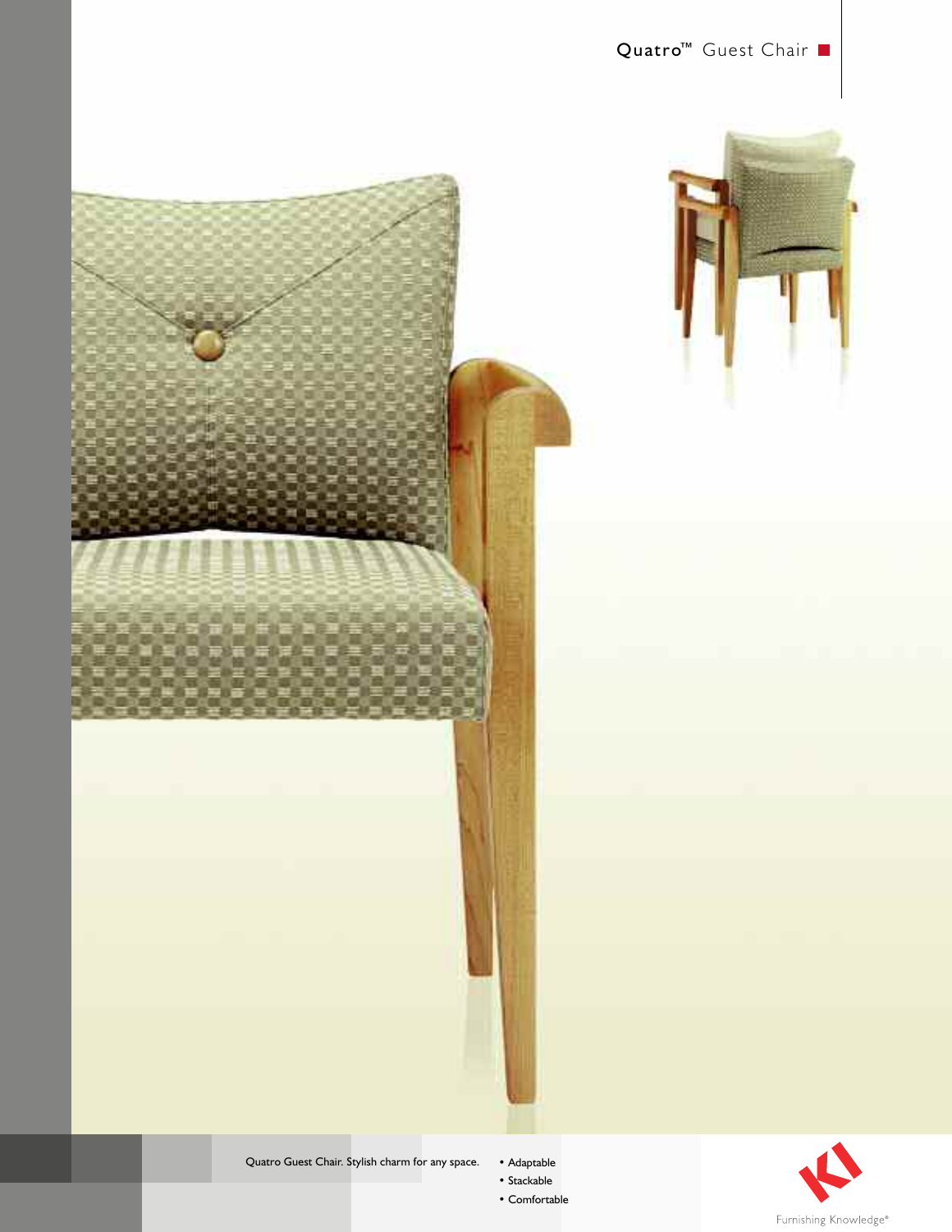# Quatro™ Guest Chair

Quatro Guest Chair. Stylish charm for any space.

- Adaptable
- Stackable
- Comfortable

KI

Furnishing Knowledge®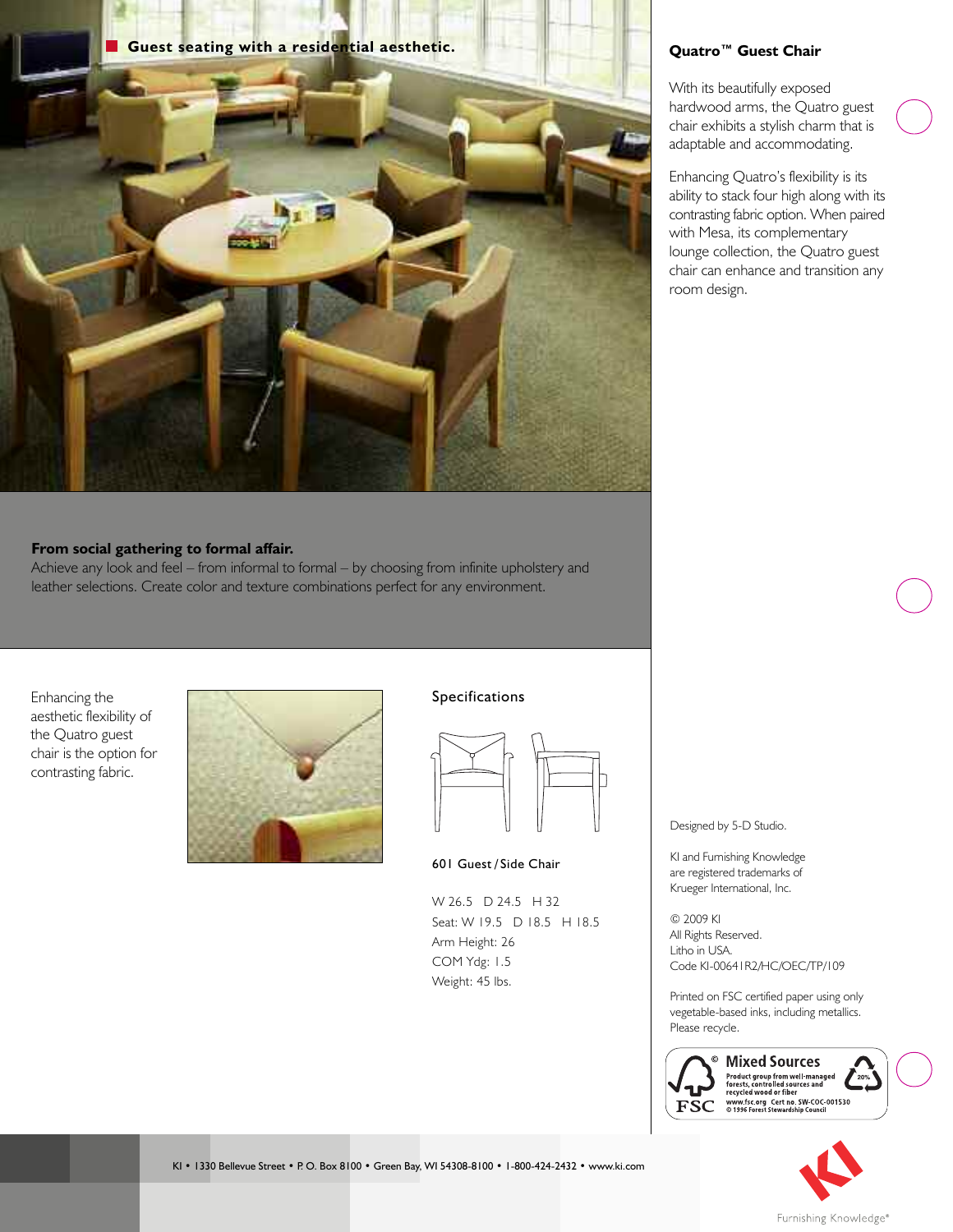Guest seating with a residential aesthetic.

## Quatro™ Guest Chair

With its beautifully exposed hardwood arms, the Quatro guest chair exhibits a stylish charm that is adaptable and accommodating.

Enhancing Quatro's flexibility is its ability to stack four high along with its contrasting fabric option. When paired with Mesa, its complementary lounge collection, the Quatro guest chair can enhance and transition any room design.

**From social gathering to formal affair.**
Achieve any look and feel – from informal to formal – by choosing from infinite upholstery and leather selections. Create color and texture combinations perfect for any environment.

Enhancing the aesthetic flexibility of the Quatro guest chair is the option for contrasting fabric.

### Specifications

601 Guest / Side Chair

W 26.5 D 24.5 H 32
Seat: W 19.5 D 18.5 H 18.5
Arm Height: 26
COM Ydg: 1.5
Weight: 45 lbs.

Designed by 5-D Studio.

KI and Furnishing Knowledge are registered trademarks of Krueger International, Inc.

© 2009 KI
All Rights Reserved.
Litho in USA.
Code KI-00641R2/HC/OEC/TP/109

Printed on FSC certified paper using only vegetable-based inks, including metallics.
Please recycle.

FSC Mixed Sources
Product group from well-managed forests, controlled sources and recycled wood or fiber
www.fsc.org Cert no. SW-COC-001530
© 1996 Forest Stewardship Council
20%

KI • 1330 Bellevue Street • P. O. Box 8100 • Green Bay, WI 54308-8100 • 1-800-424-2432 • www.ki.com

KI Furnishing Knowledge®